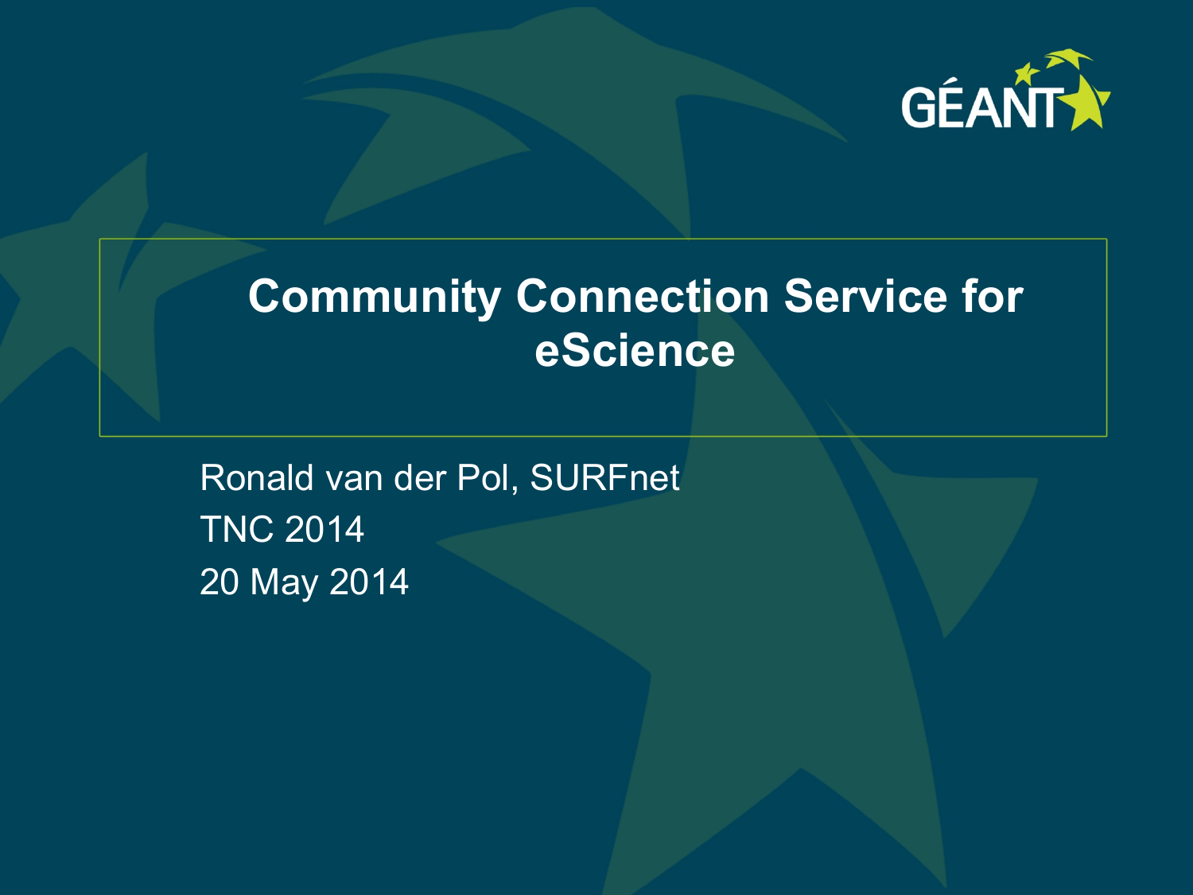# Community Connection Service for eScience

Ronald van der Pol, SURFnet

TNC 2014

20 May 2014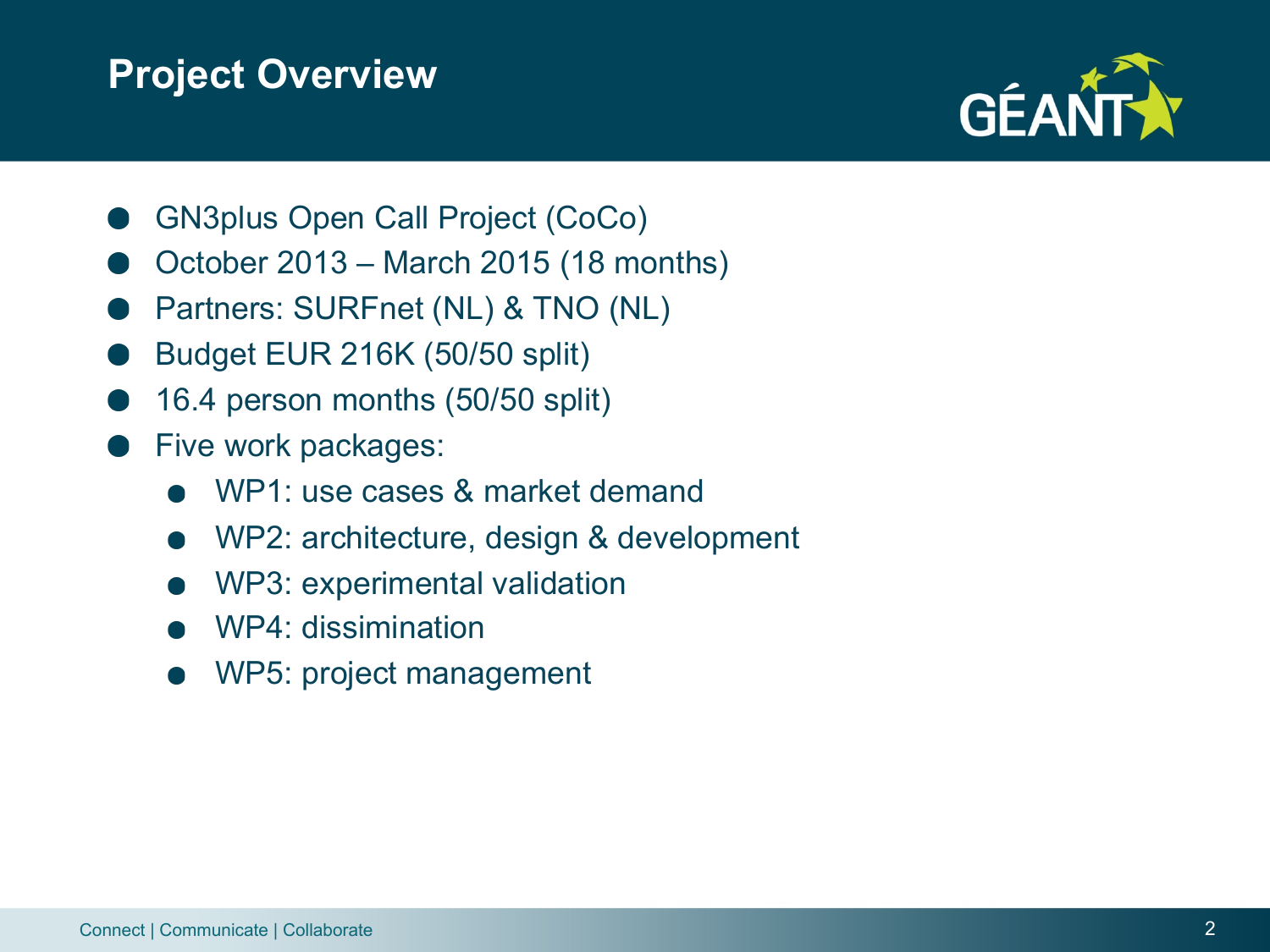# Project Overview

- GN3plus Open Call Project (CoCo)
- October 2013 – March 2015 (18 months)
- Partners: SURFnet (NL) & TNO (NL)
- Budget EUR 216K (50/50 split)
- 16.4 person months (50/50 split)
- Five work packages:
  - WP1: use cases & market demand
  - WP2: architecture, design & development
  - WP3: experimental validation
  - WP4: dissimination
  - WP5: project management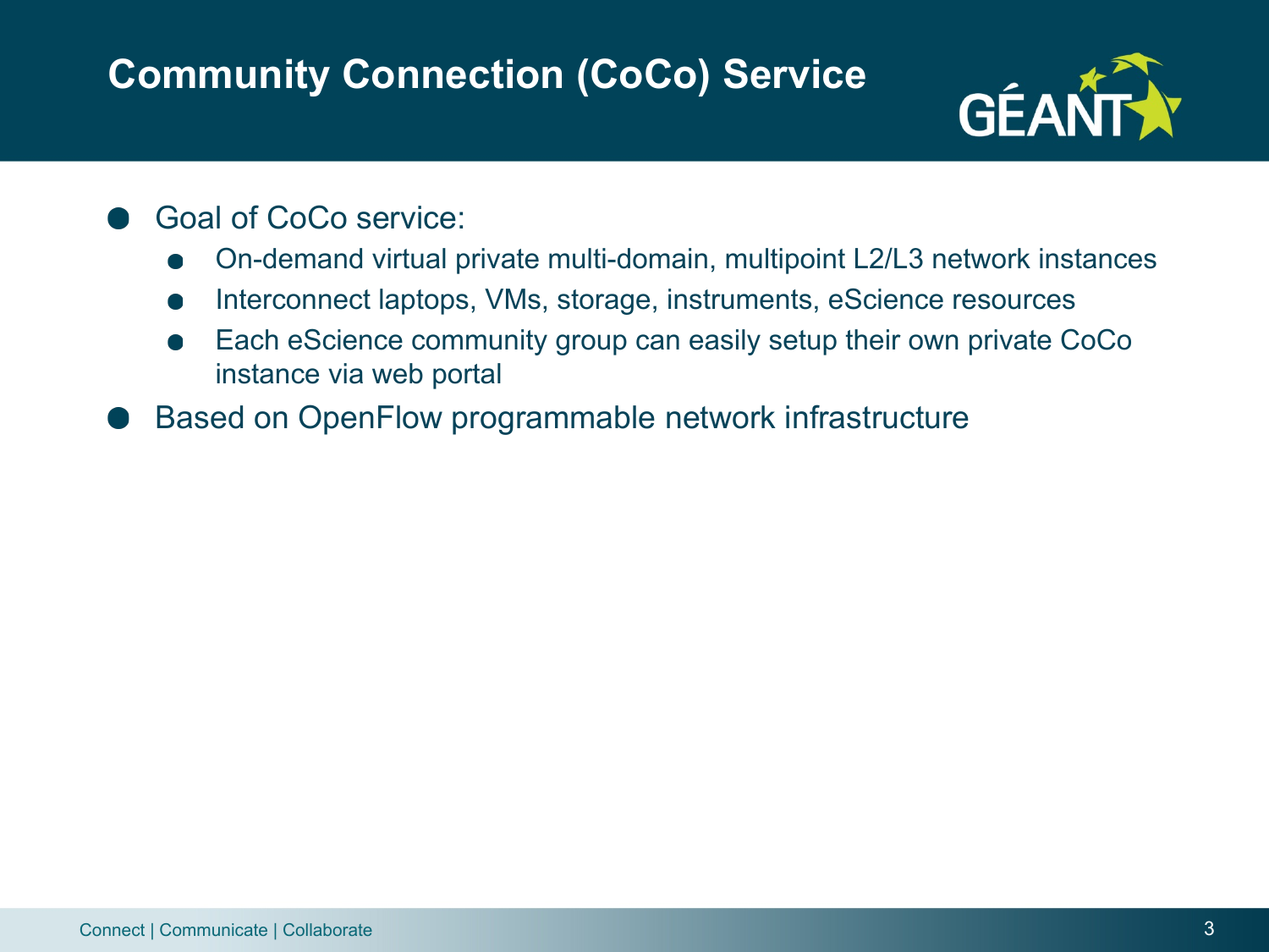# Community Connection (CoCo) Service

- Goal of CoCo service:
  - On-demand virtual private multi-domain, multipoint L2/L3 network instances
  - Interconnect laptops, VMs, storage, instruments, eScience resources
  - Each eScience community group can easily setup their own private CoCo instance via web portal
- Based on OpenFlow programmable network infrastructure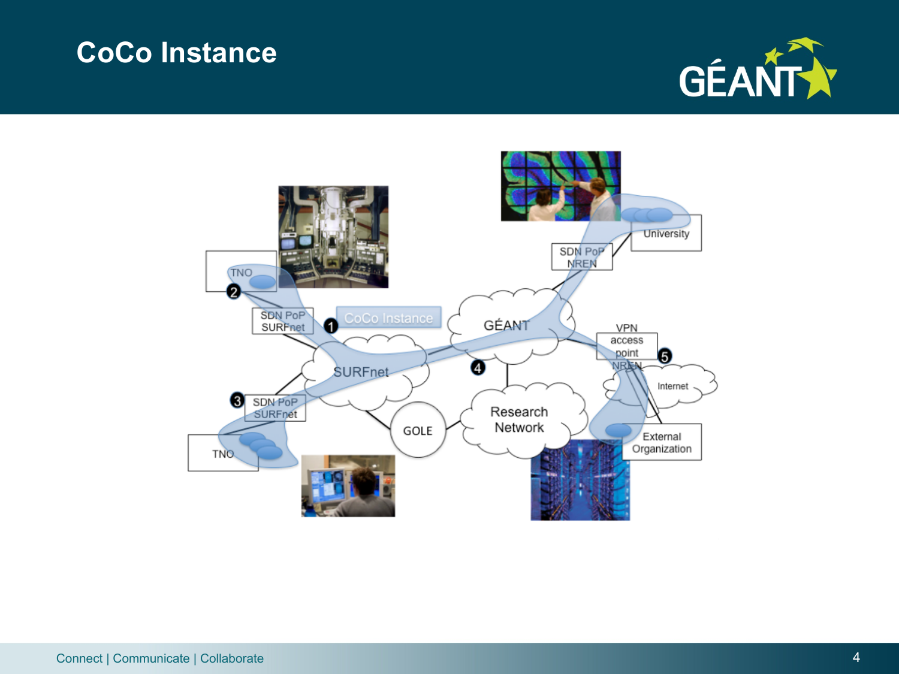# CoCo Instance

CoCo Instance

TNO

SDN PoP SURFnet

SURFnet

SDN PoP SURFnet

TNO

GOLE

GÉANT

Research Network

SDN PoP NREN

University

VPN access point NREN

Internet

External Organization

Connect | Communicate | Collaborate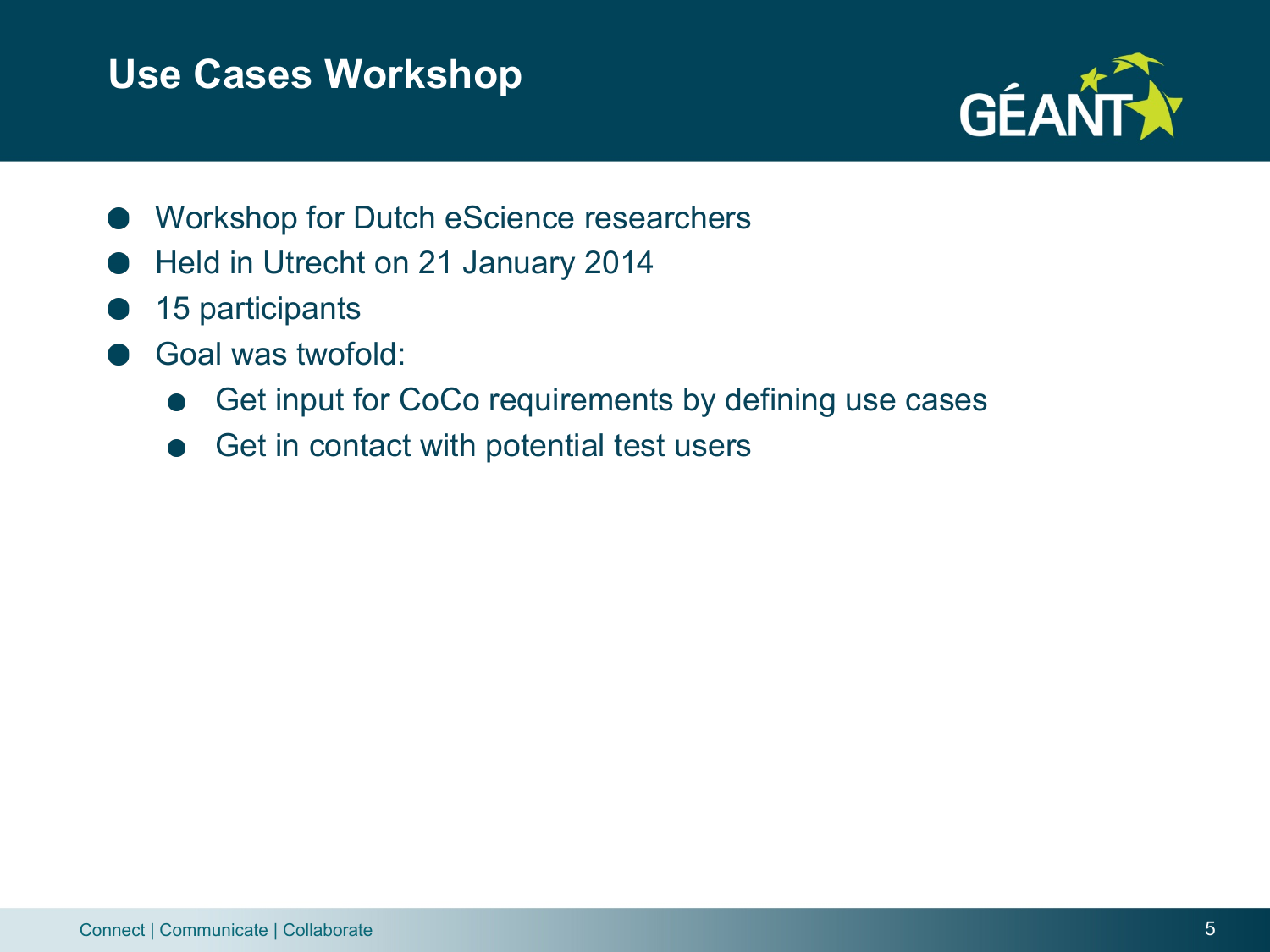# Use Cases Workshop

- Workshop for Dutch eScience researchers
- Held in Utrecht on 21 January 2014
- 15 participants
- Goal was twofold:
  - Get input for CoCo requirements by defining use cases
  - Get in contact with potential test users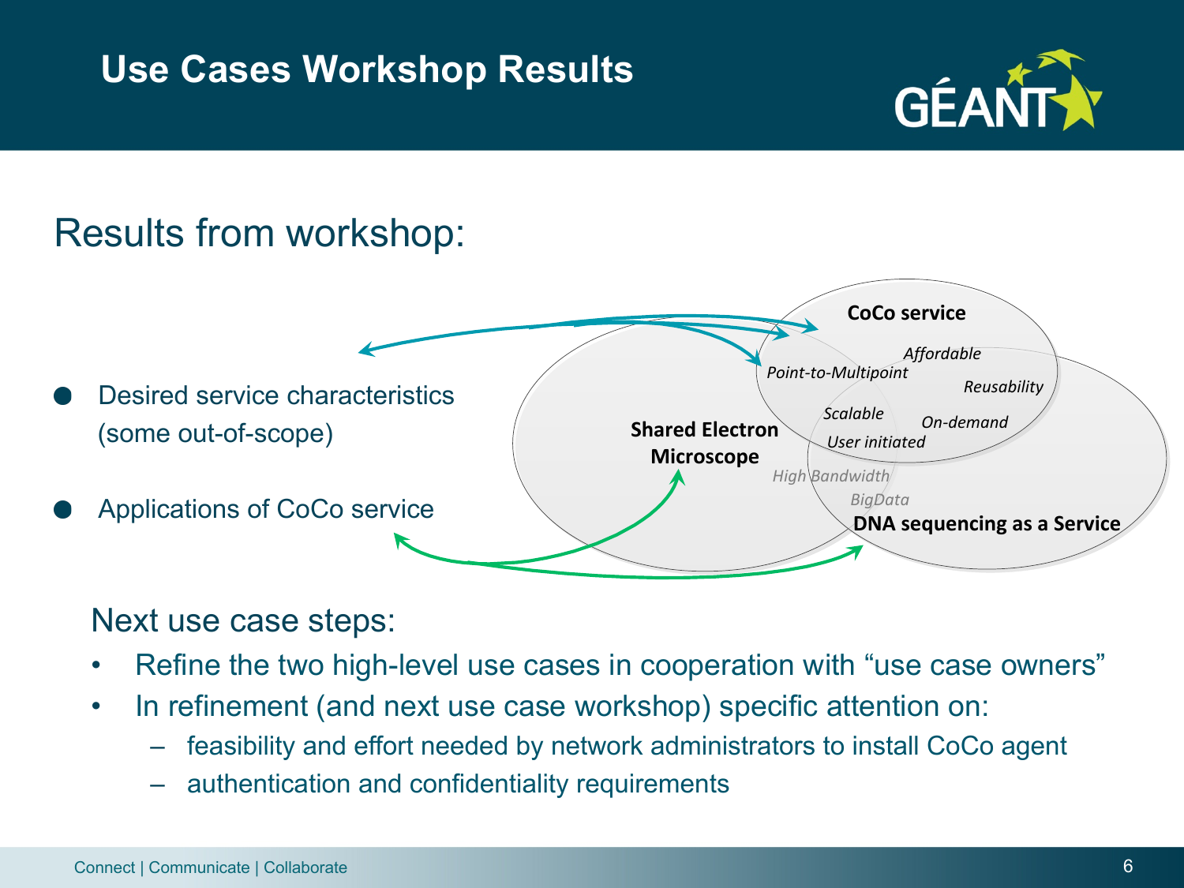# Use Cases Workshop Results

## Results from workshop:

- Desired service characteristics (some out-of-scope)
- Applications of CoCo service

**CoCo service**

*Affordable*
*Point-to-Multipoint*
*Reusability*
*Scalable*
*On-demand*
*User initiated*

**Shared Electron Microscope**

*High Bandwidth*
*BigData*

**DNA sequencing as a Service**

### Next use case steps:

- Refine the two high-level use cases in cooperation with “use case owners”
- In refinement (and next use case workshop) specific attention on:
  - feasibility and effort needed by network administrators to install CoCo agent
  - authentication and confidentiality requirements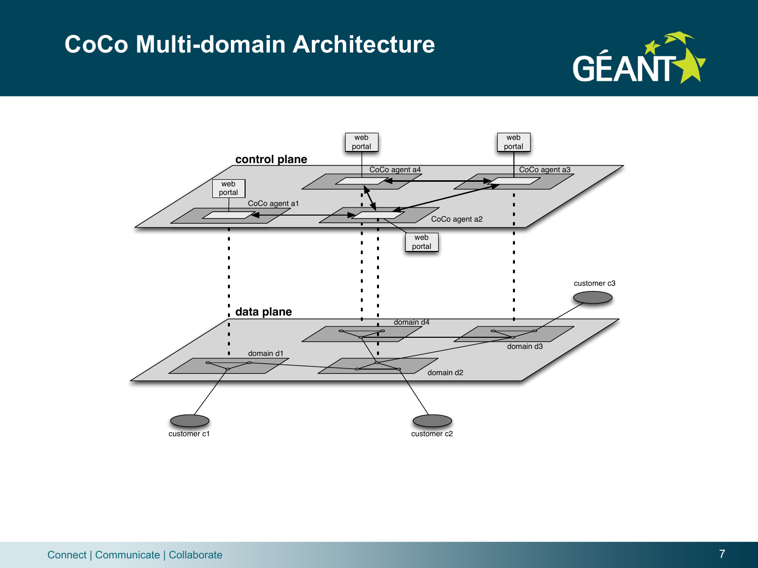# CoCo Multi-domain Architecture

control plane

web portal

web portal

web portal

web portal

CoCo agent a1

CoCo agent a2

CoCo agent a3

CoCo agent a4

data plane

domain d1

domain d2

domain d3

domain d4

customer c1

customer c2

customer c3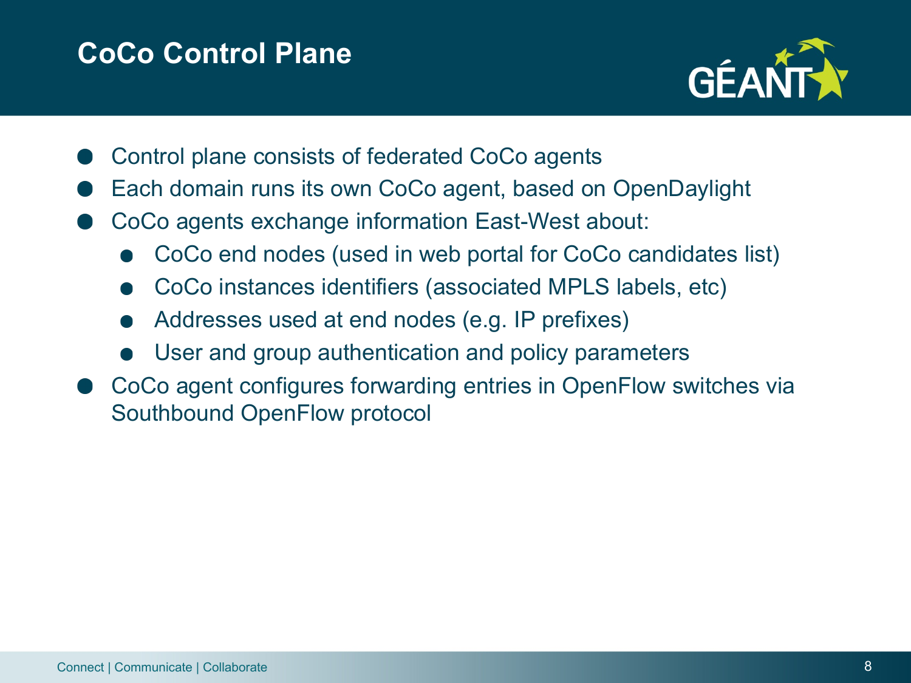# CoCo Control Plane

- Control plane consists of federated CoCo agents
- Each domain runs its own CoCo agent, based on OpenDaylight
- CoCo agents exchange information East-West about:
  - CoCo end nodes (used in web portal for CoCo candidates list)
  - CoCo instances identifiers (associated MPLS labels, etc)
  - Addresses used at end nodes (e.g. IP prefixes)
  - User and group authentication and policy parameters
- CoCo agent configures forwarding entries in OpenFlow switches via Southbound OpenFlow protocol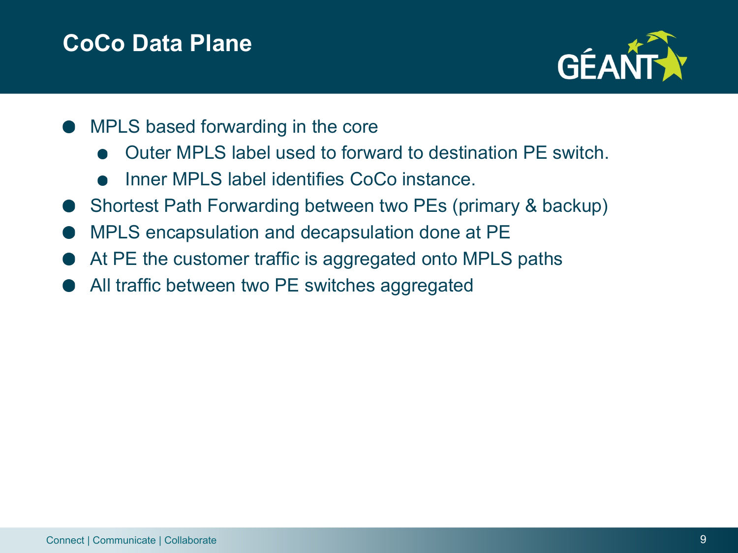# CoCo Data Plane

- MPLS based forwarding in the core
  - Outer MPLS label used to forward to destination PE switch.
  - Inner MPLS label identifies CoCo instance.
- Shortest Path Forwarding between two PEs (primary & backup)
- MPLS encapsulation and decapsulation done at PE
- At PE the customer traffic is aggregated onto MPLS paths
- All traffic between two PE switches aggregated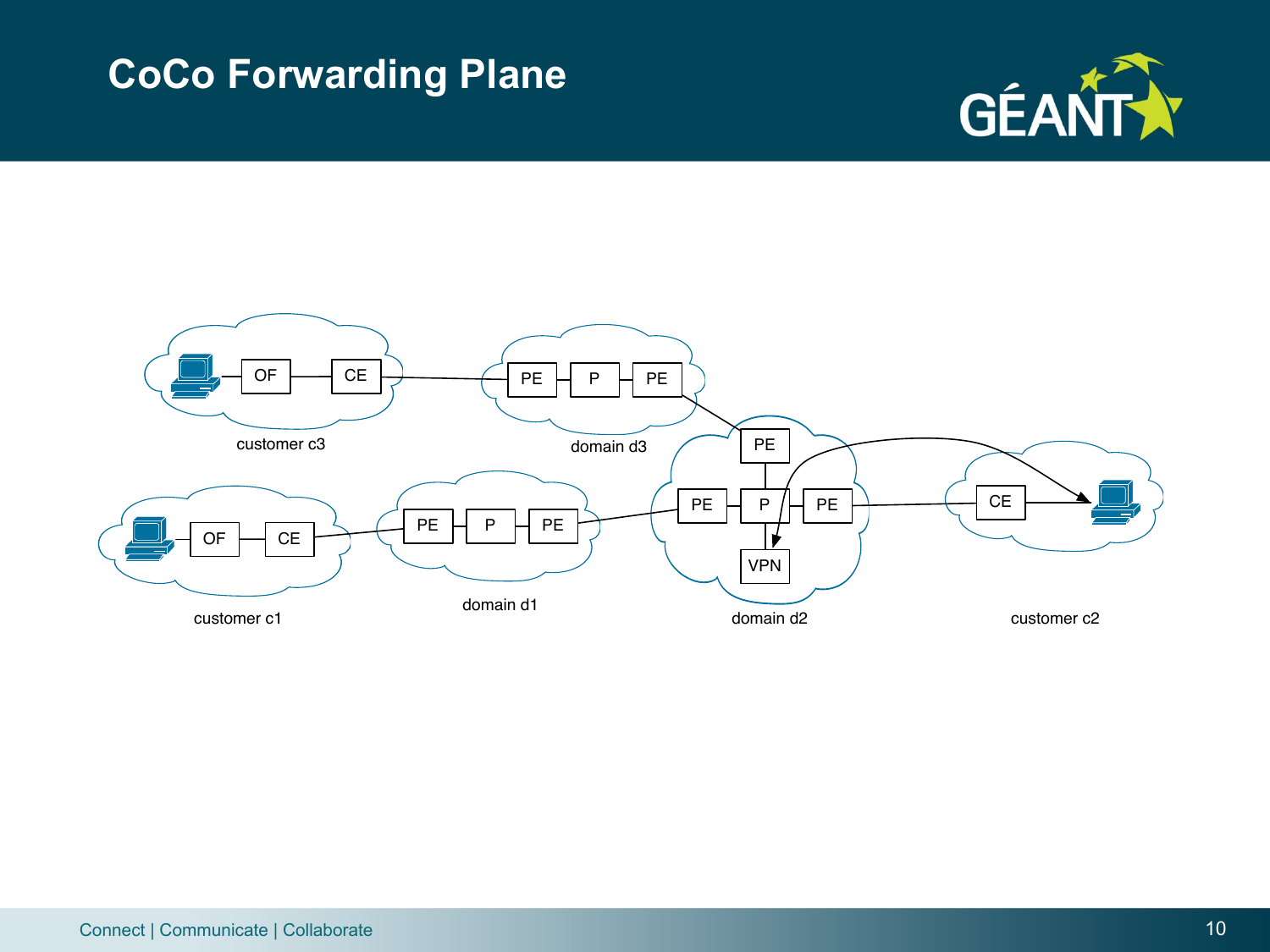# CoCo Forwarding Plane

OF CE PE P PE

customer c3 domain d3

PE

PE P PE CE

OF CE PE P PE

VPN

customer c1 domain d1 domain d2 customer c2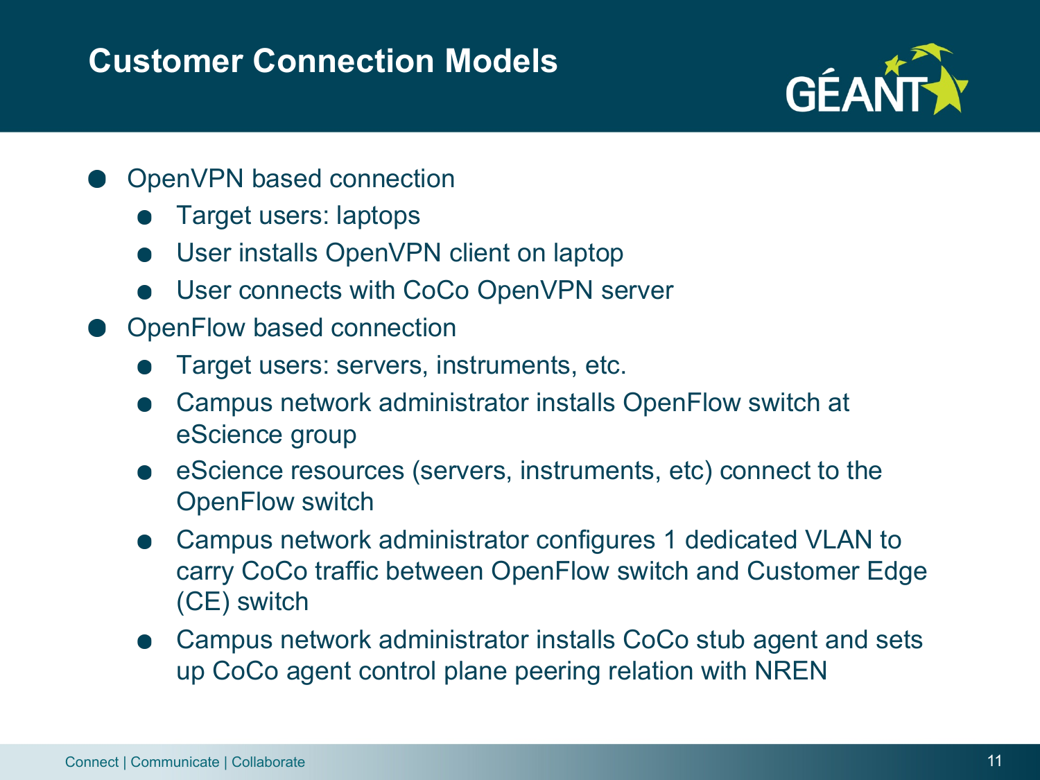# Customer Connection Models

- OpenVPN based connection
  - Target users: laptops
  - User installs OpenVPN client on laptop
  - User connects with CoCo OpenVPN server
- OpenFlow based connection
  - Target users: servers, instruments, etc.
  - Campus network administrator installs OpenFlow switch at eScience group
  - eScience resources (servers, instruments, etc) connect to the OpenFlow switch
  - Campus network administrator configures 1 dedicated VLAN to carry CoCo traffic between OpenFlow switch and Customer Edge (CE) switch
  - Campus network administrator installs CoCo stub agent and sets up CoCo agent control plane peering relation with NREN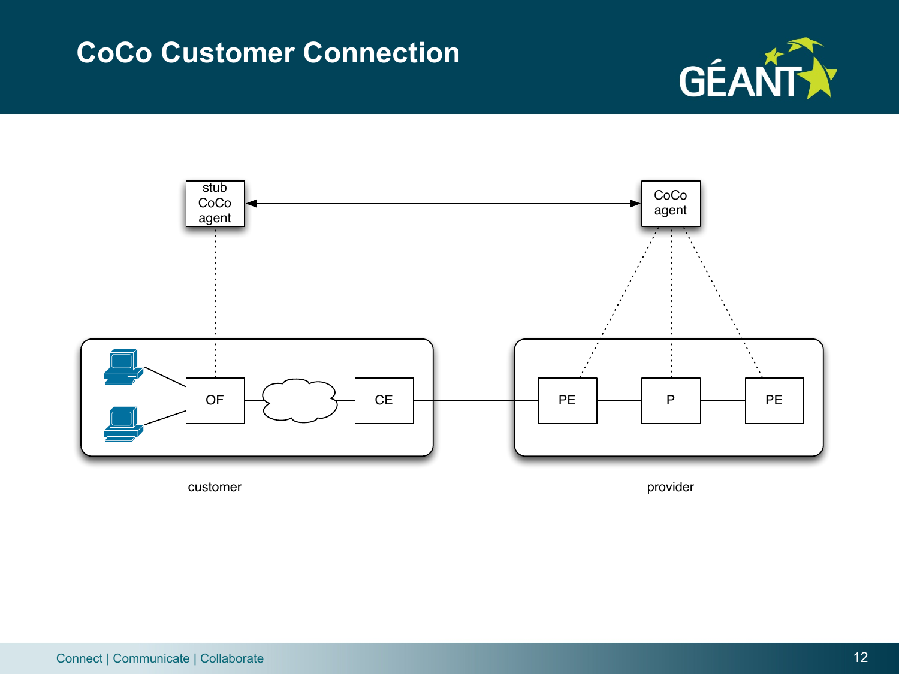# CoCo Customer Connection

stub CoCo agent

CoCo agent

OF

CE

PE

P

PE

customer

provider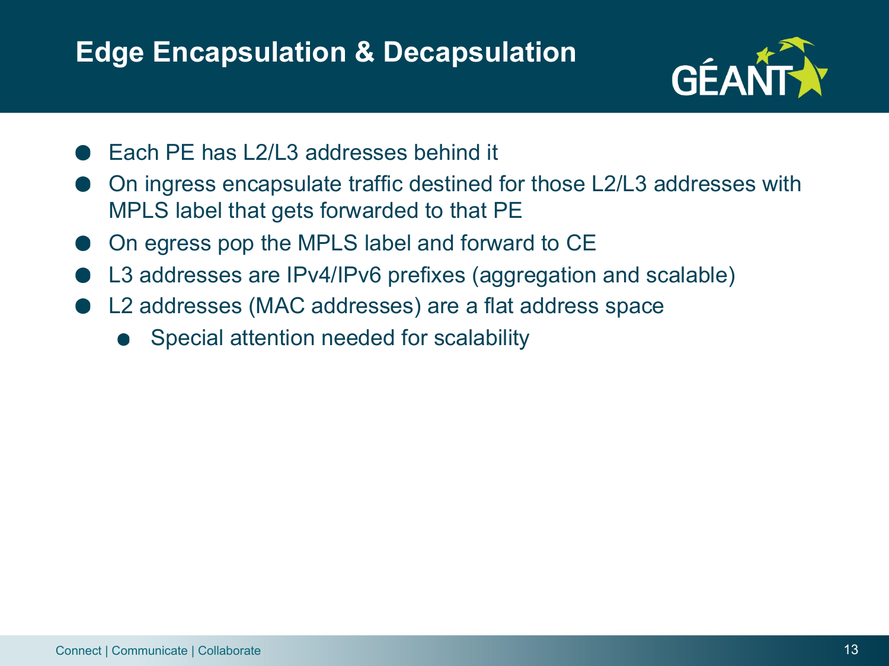# Edge Encapsulation & Decapsulation

- Each PE has L2/L3 addresses behind it
- On ingress encapsulate traffic destined for those L2/L3 addresses with MPLS label that gets forwarded to that PE
- On egress pop the MPLS label and forward to CE
- L3 addresses are IPv4/IPv6 prefixes (aggregation and scalable)
- L2 addresses (MAC addresses) are a flat address space
  - Special attention needed for scalability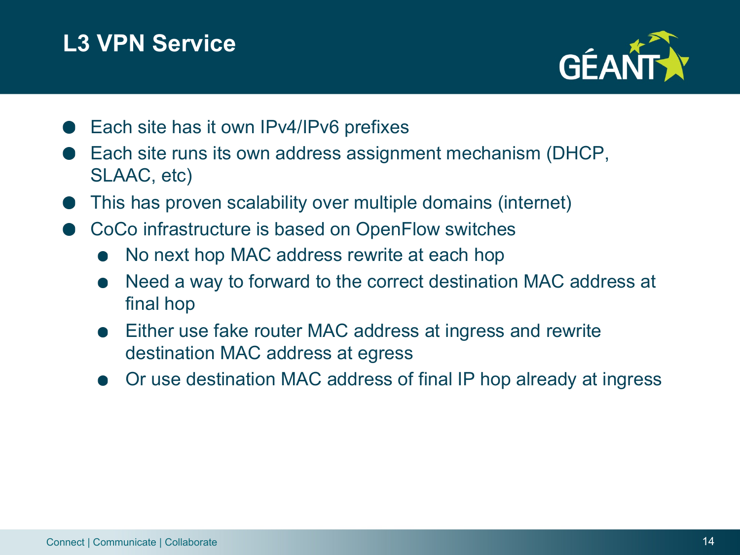# L3 VPN Service

- Each site has it own IPv4/IPv6 prefixes
- Each site runs its own address assignment mechanism (DHCP, SLAAC, etc)
- This has proven scalability over multiple domains (internet)
- CoCo infrastructure is based on OpenFlow switches
  - No next hop MAC address rewrite at each hop
  - Need a way to forward to the correct destination MAC address at final hop
  - Either use fake router MAC address at ingress and rewrite destination MAC address at egress
  - Or use destination MAC address of final IP hop already at ingress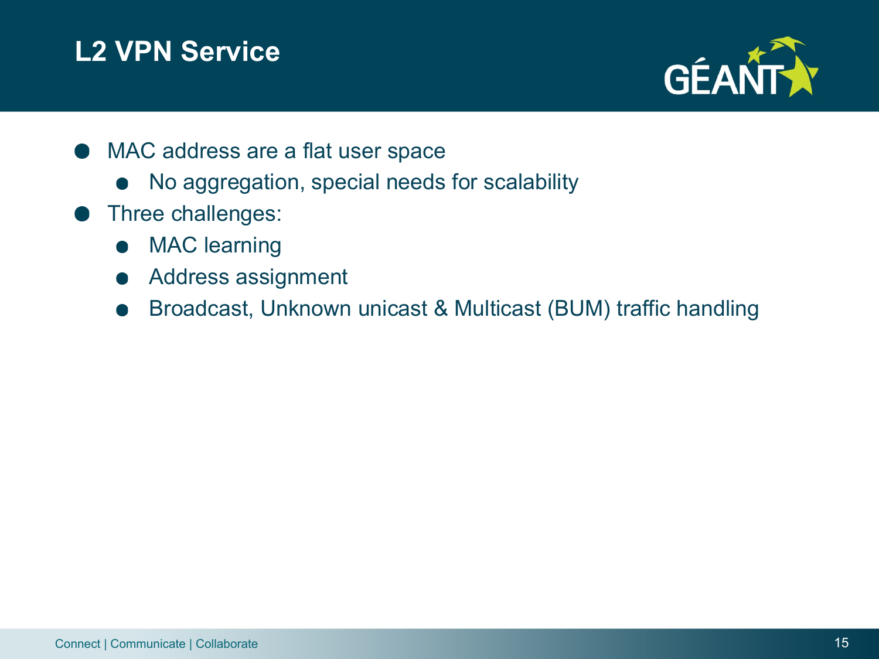# L2 VPN Service

- MAC address are a flat user space
  - No aggregation, special needs for scalability
- Three challenges:
  - MAC learning
  - Address assignment
  - Broadcast, Unknown unicast & Multicast (BUM) traffic handling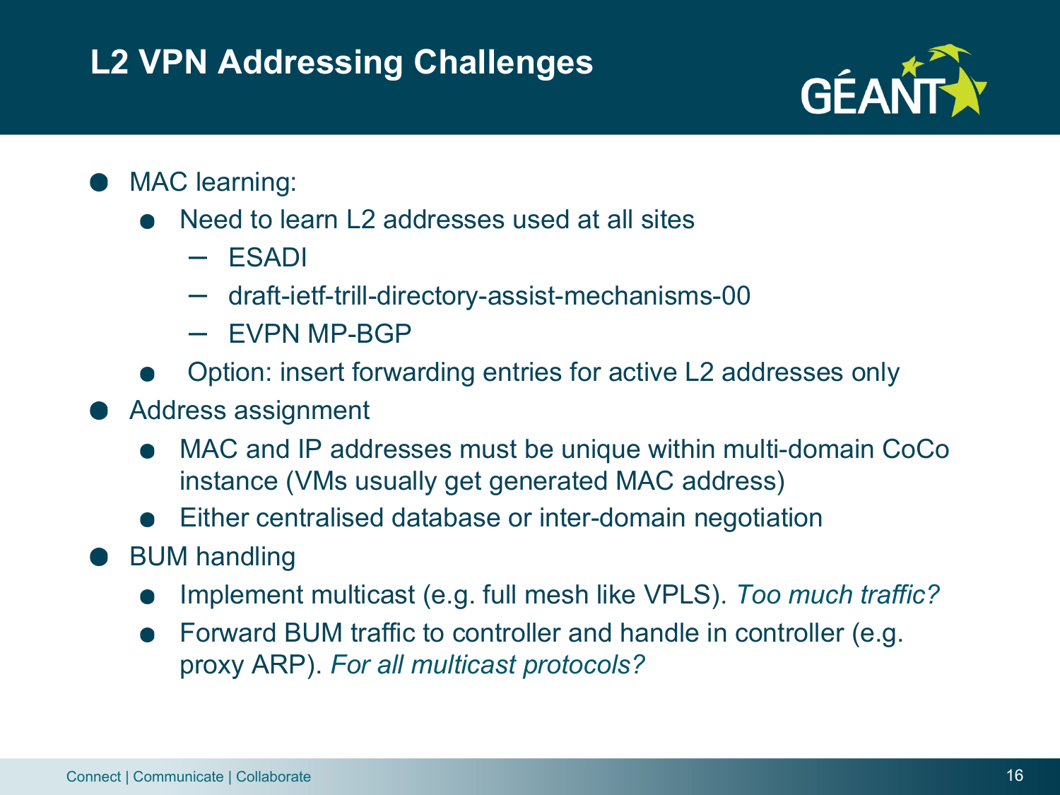# L2 VPN Addressing Challenges

- MAC learning:
  - Need to learn L2 addresses used at all sites
    - ESADI
    - draft-ietf-trill-directory-assist-mechanisms-00
    - EVPN MP-BGP
  - Option: insert forwarding entries for active L2 addresses only
- Address assignment
  - MAC and IP addresses must be unique within multi-domain CoCo instance (VMs usually get generated MAC address)
  - Either centralised database or inter-domain negotiation
- BUM handling
  - Implement multicast (e.g. full mesh like VPLS). *Too much traffic?*
  - Forward BUM traffic to controller and handle in controller (e.g. proxy ARP). *For all multicast protocols?*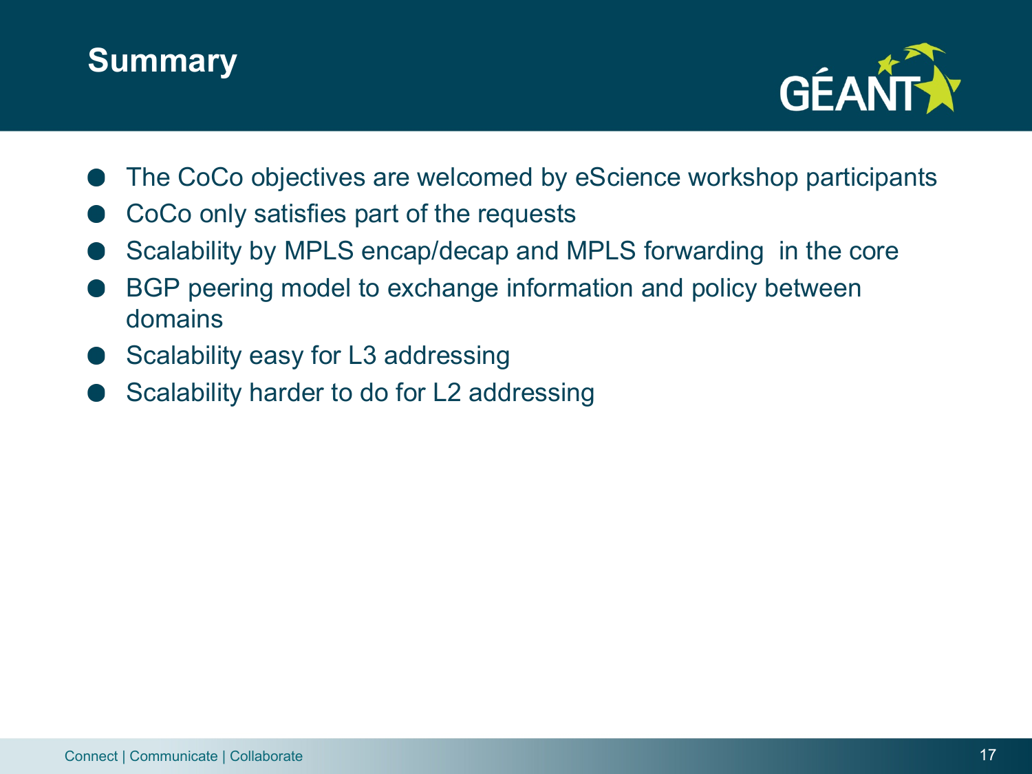# Summary

- The CoCo objectives are welcomed by eScience workshop participants
- CoCo only satisfies part of the requests
- Scalability by MPLS encap/decap and MPLS forwarding in the core
- BGP peering model to exchange information and policy between domains
- Scalability easy for L3 addressing
- Scalability harder to do for L2 addressing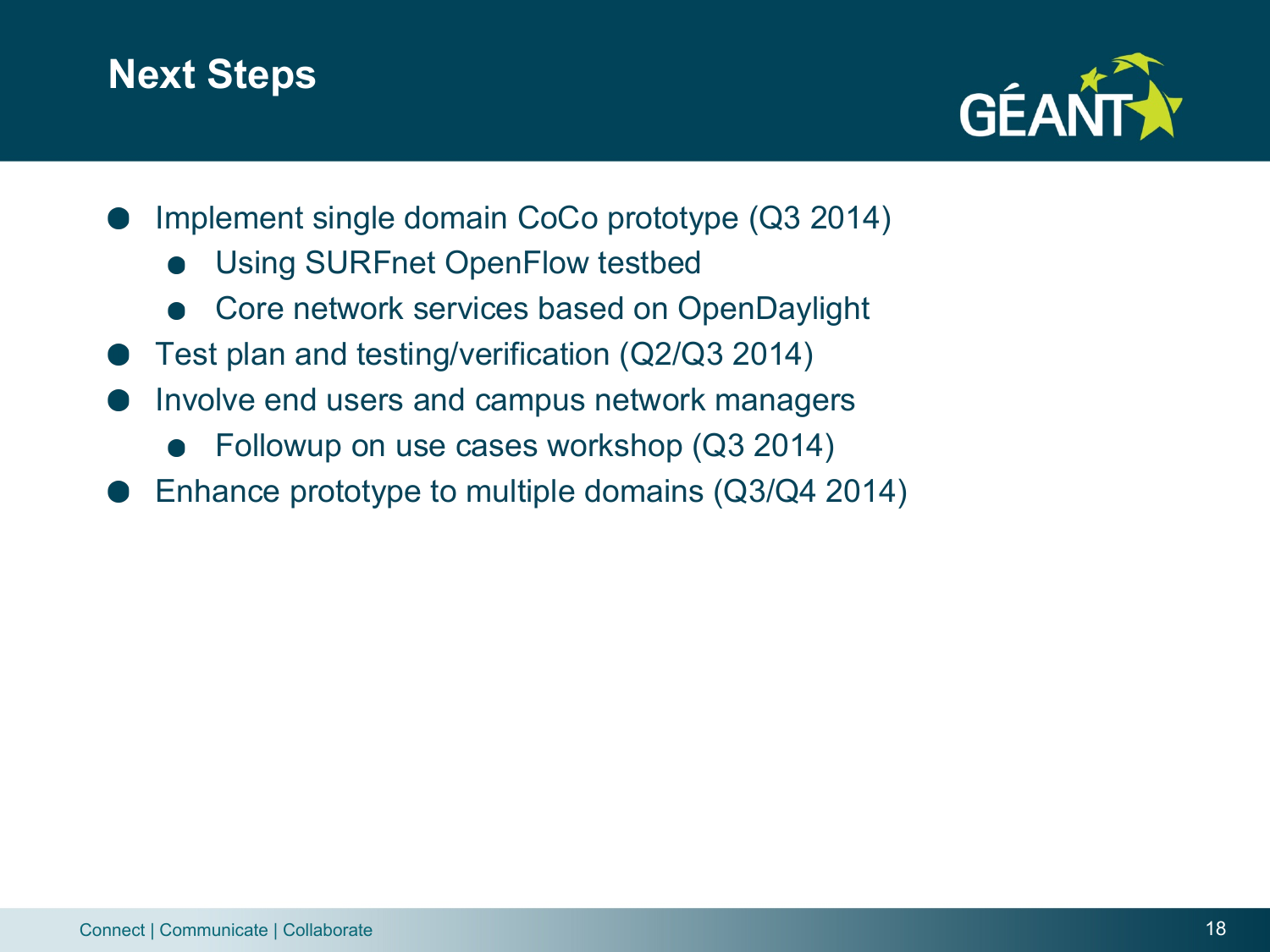# Next Steps

- Implement single domain CoCo prototype (Q3 2014)
  - Using SURFnet OpenFlow testbed
  - Core network services based on OpenDaylight
- Test plan and testing/verification (Q2/Q3 2014)
- Involve end users and campus network managers
  - Followup on use cases workshop (Q3 2014)
- Enhance prototype to multiple domains (Q3/Q4 2014)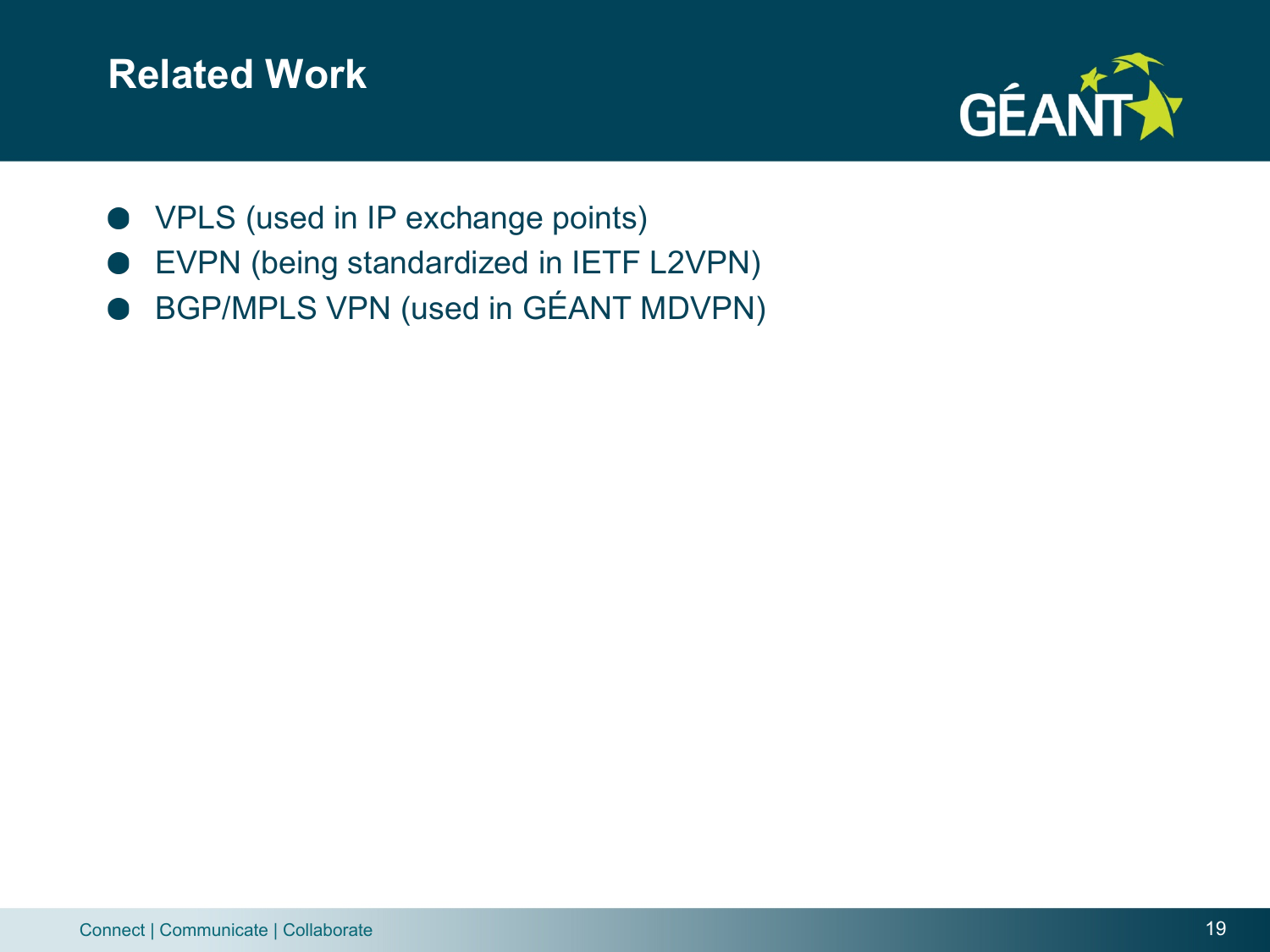# Related Work

- VPLS (used in IP exchange points)
- EVPN (being standardized in IETF L2VPN)
- BGP/MPLS VPN (used in GÉANT MDVPN)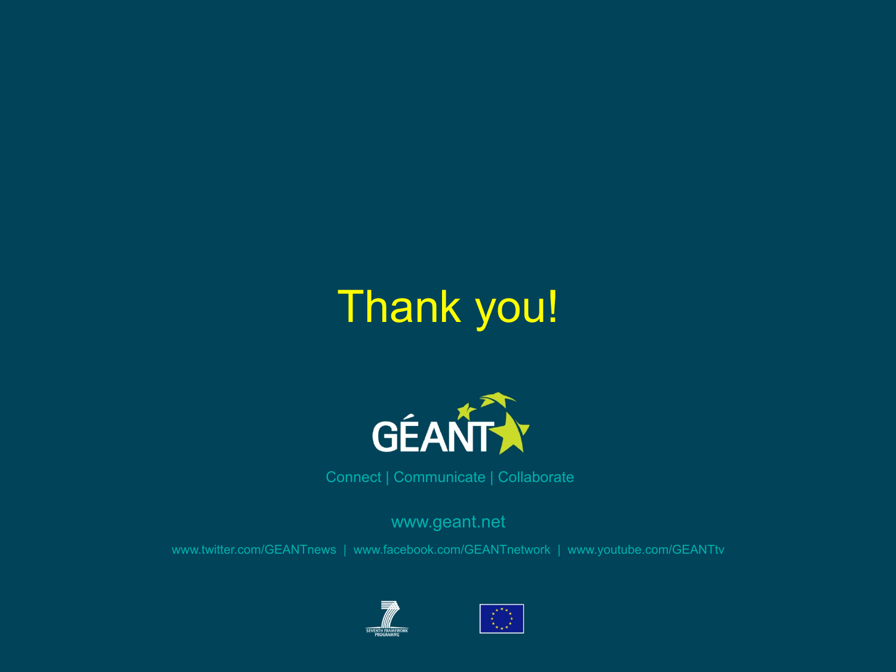# Thank you!

GÉANT

Connect | Communicate | Collaborate

www.geant.net

www.twitter.com/GEANTnews | www.facebook.com/GEANTnetwork | www.youtube.com/GEANTtv

SEVENTH FRAMEWORK PROGRAMME